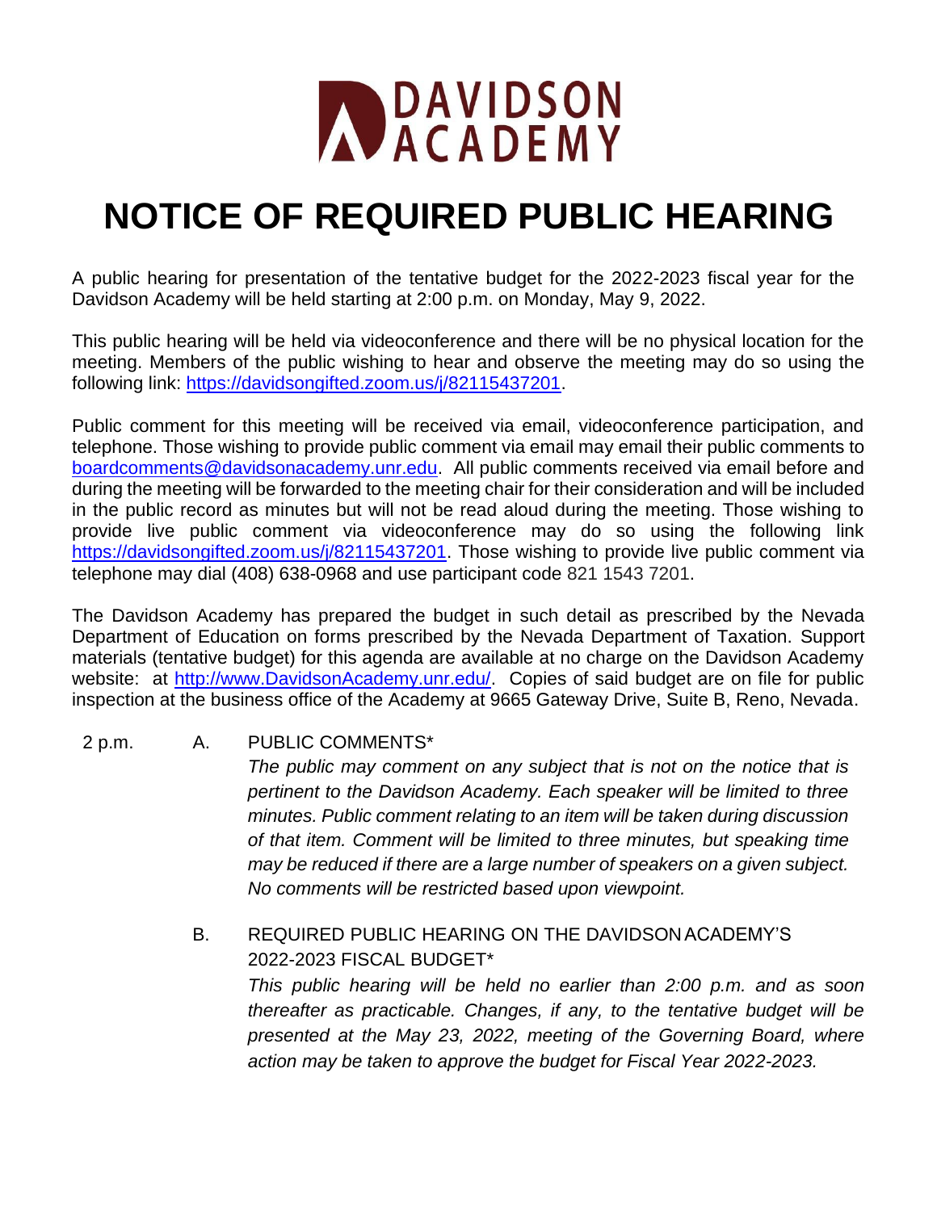DAVIDSON ACADEMY

# NOTICE OF REQUIRED PUBLIC HEARING

A public hearing for presentation of the tentative budget for the 2022-2023 fiscal year for the Davidson Academy will be held starting at 2:00 p.m. on Monday, May 9, 2022.

This public hearing will be held via videoconference and there will be no physical location for the meeting. Members of the public wishing to hear and observe the meeting may do so using the following link: https://davidsongifted.zoom.us/j/82115437201.

Public comment for this meeting will be received via email, videoconference participation, and telephone. Those wishing to provide public comment via email may email their public comments to boardcomments@davidsonacademy.unr.edu. All public comments received via email before and during the meeting will be forwarded to the meeting chair for their consideration and will be included in the public record as minutes but will not be read aloud during the meeting. Those wishing to provide live public comment via videoconference may do so using the following link https://davidsongifted.zoom.us/j/82115437201. Those wishing to provide live public comment via telephone may dial (408) 638-0968 and use participant code 821 1543 7201.

The Davidson Academy has prepared the budget in such detail as prescribed by the Nevada Department of Education on forms prescribed by the Nevada Department of Taxation. Support materials (tentative budget) for this agenda are available at no charge on the Davidson Academy website: at http://www.DavidsonAcademy.unr.edu/. Copies of said budget are on file for public inspection at the business office of the Academy at 9665 Gateway Drive, Suite B, Reno, Nevada.

2 p.m. A. PUBLIC COMMENTS*

*The public may comment on any subject that is not on the notice that is pertinent to the Davidson Academy. Each speaker will be limited to three minutes. Public comment relating to an item will be taken during discussion of that item. Comment will be limited to three minutes, but speaking time may be reduced if there are a large number of speakers on a given subject. No comments will be restricted based upon viewpoint.*

B. REQUIRED PUBLIC HEARING ON THE DAVIDSON ACADEMY'S 2022-2023 FISCAL BUDGET*

*This public hearing will be held no earlier than 2:00 p.m. and as soon thereafter as practicable. Changes, if any, to the tentative budget will be presented at the May 23, 2022, meeting of the Governing Board, where action may be taken to approve the budget for Fiscal Year 2022-2023.*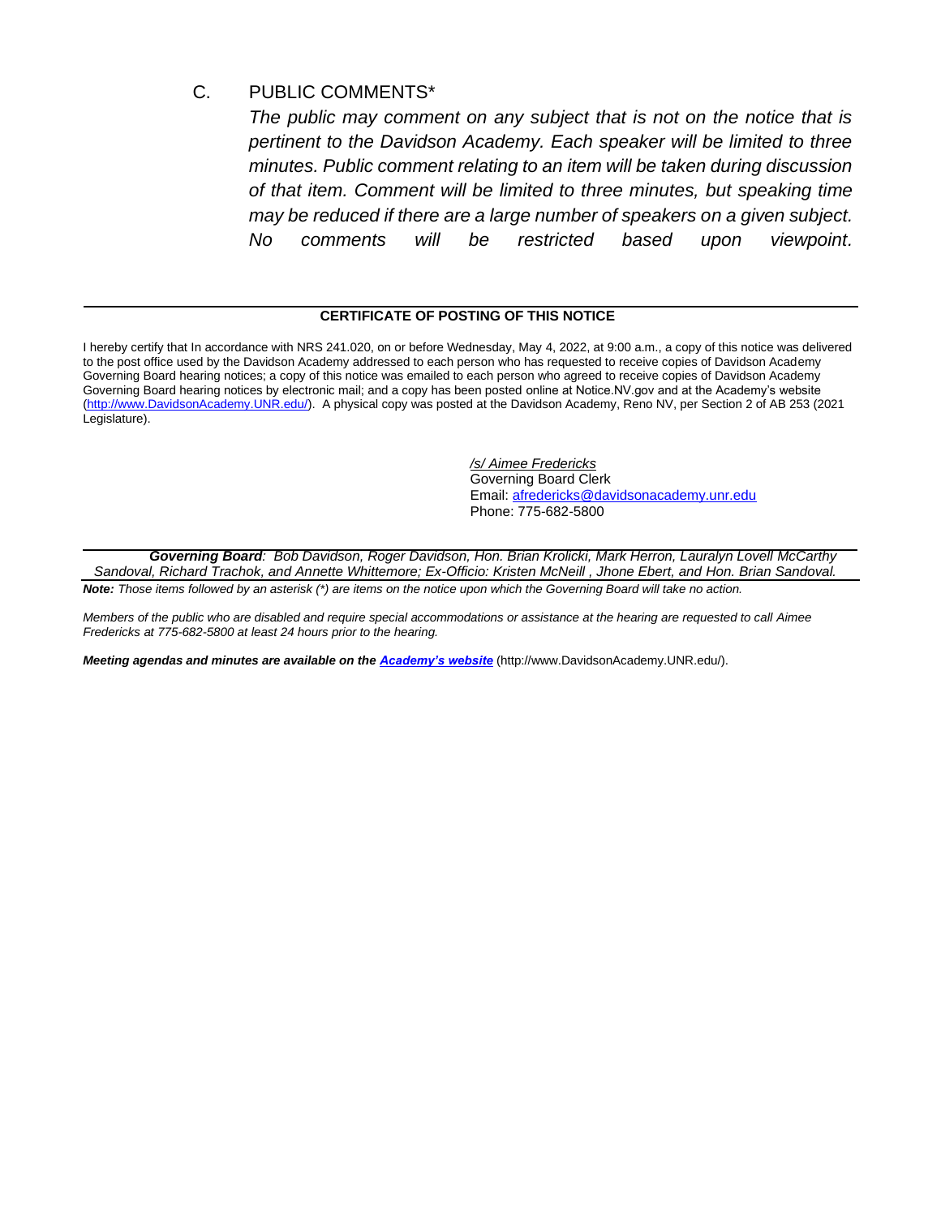C. PUBLIC COMMENTS*

*The public may comment on any subject that is not on the notice that is pertinent to the Davidson Academy. Each speaker will be limited to three minutes. Public comment relating to an item will be taken during discussion of that item. Comment will be limited to three minutes, but speaking time may be reduced if there are a large number of speakers on a given subject. No comments will be restricted based upon viewpoint.*

---

**CERTIFICATE OF POSTING OF THIS NOTICE**

I hereby certify that In accordance with NRS 241.020, on or before Wednesday, May 4, 2022, at 9:00 a.m., a copy of this notice was delivered to the post office used by the Davidson Academy addressed to each person who has requested to receive copies of Davidson Academy Governing Board hearing notices; a copy of this notice was emailed to each person who agreed to receive copies of Davidson Academy Governing Board hearing notices by electronic mail; and a copy has been posted online at Notice.NV.gov and at the Academy's website (http://www.DavidsonAcademy.UNR.edu/). A physical copy was posted at the Davidson Academy, Reno NV, per Section 2 of AB 253 (2021 Legislature).

*/s/ Aimee Fredericks*
Governing Board Clerk
Email: afredericks@davidsonacademy.unr.edu
Phone: 775-682-5800

---

***Governing Board**: Bob Davidson, Roger Davidson, Hon. Brian Krolicki, Mark Herron, Lauralyn Lovell McCarthy Sandoval, Richard Trachok, and Annette Whittemore; Ex-Officio: Kristen McNeill , Jhone Ebert, and Hon. Brian Sandoval.*

***Note:** Those items followed by an asterisk (*) are items on the notice upon which the Governing Board will take no action.*

*Members of the public who are disabled and require special accommodations or assistance at the hearing are requested to call Aimee Fredericks at 775-682-5800 at least 24 hours prior to the hearing.*

***Meeting agendas and minutes are available on the Academy's website*** (http://www.DavidsonAcademy.UNR.edu/).